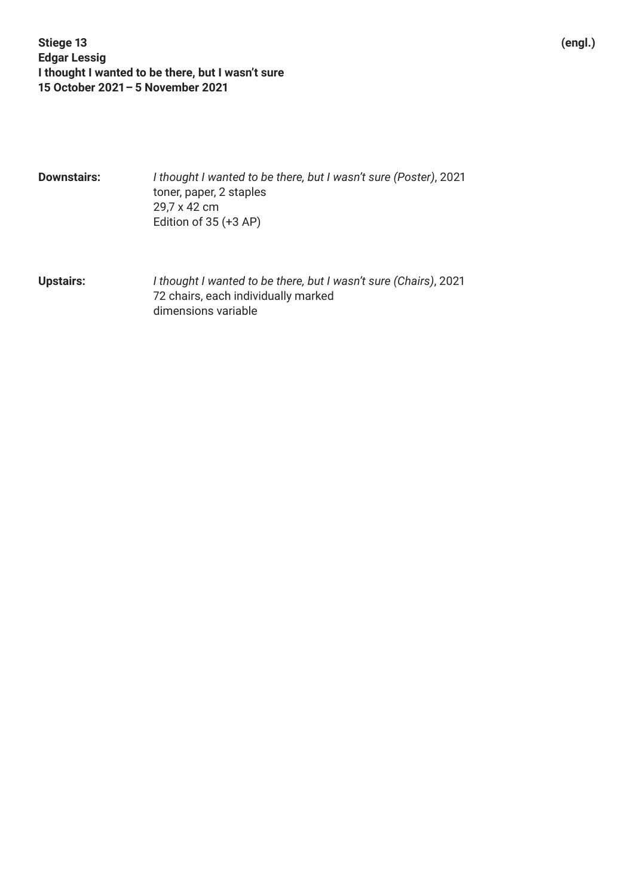**Stiege 13** **(engl.)**
**Edgar Lessig**
**I thought I wanted to be there, but I wasn't sure**
**15 October 2021– 5 November 2021**

**Downstairs:** *I thought I wanted to be there, but I wasn't sure (Poster)*, 2021
toner, paper, 2 staples
29,7 x 42 cm
Edition of 35 (+3 AP)

**Upstairs:** *I thought I wanted to be there, but I wasn't sure (Chairs)*, 2021
72 chairs, each individually marked
dimensions variable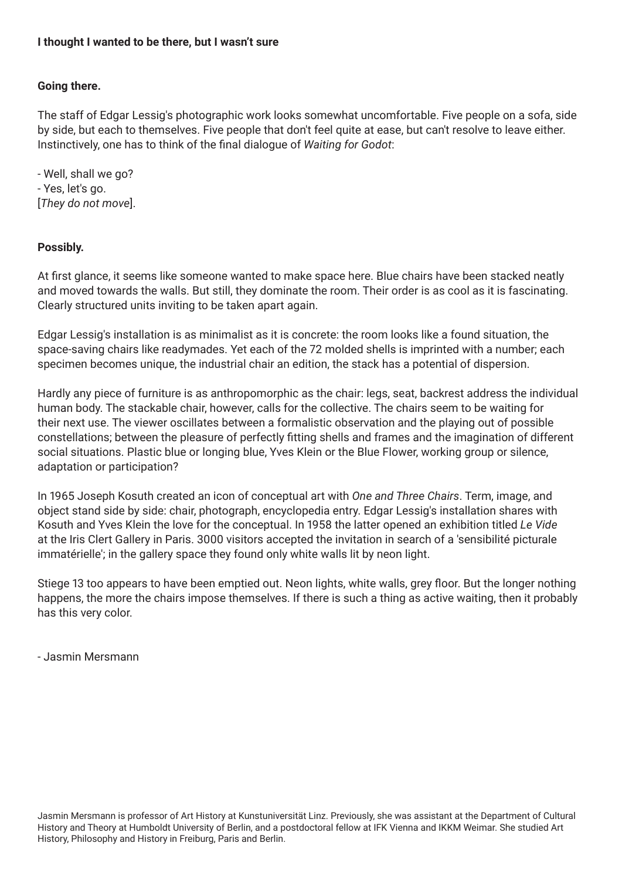**I thought I wanted to be there, but I wasn't sure**

**Going there.**

The staff of Edgar Lessig's photographic work looks somewhat uncomfortable. Five people on a sofa, side by side, but each to themselves. Five people that don't feel quite at ease, but can't resolve to leave either. Instinctively, one has to think of the final dialogue of *Waiting for Godot*:

- Well, shall we go?
- Yes, let's go.
[*They do not move*].

**Possibly.**

At first glance, it seems like someone wanted to make space here. Blue chairs have been stacked neatly and moved towards the walls. But still, they dominate the room. Their order is as cool as it is fascinating. Clearly structured units inviting to be taken apart again.

Edgar Lessig's installation is as minimalist as it is concrete: the room looks like a found situation, the space-saving chairs like readymades. Yet each of the 72 molded shells is imprinted with a number; each specimen becomes unique, the industrial chair an edition, the stack has a potential of dispersion.

Hardly any piece of furniture is as anthropomorphic as the chair: legs, seat, backrest address the individual human body. The stackable chair, however, calls for the collective. The chairs seem to be waiting for their next use. The viewer oscillates between a formalistic observation and the playing out of possible constellations; between the pleasure of perfectly fitting shells and frames and the imagination of different social situations. Plastic blue or longing blue, Yves Klein or the Blue Flower, working group or silence, adaptation or participation?

In 1965 Joseph Kosuth created an icon of conceptual art with *One and Three Chairs*. Term, image, and object stand side by side: chair, photograph, encyclopedia entry. Edgar Lessig's installation shares with Kosuth and Yves Klein the love for the conceptual. In 1958 the latter opened an exhibition titled *Le Vide* at the Iris Clert Gallery in Paris. 3000 visitors accepted the invitation in search of a 'sensibilité picturale immatérielle'; in the gallery space they found only white walls lit by neon light.

Stiege 13 too appears to have been emptied out. Neon lights, white walls, grey floor. But the longer nothing happens, the more the chairs impose themselves. If there is such a thing as active waiting, then it probably has this very color.

- Jasmin Mersmann

Jasmin Mersmann is professor of Art History at Kunstuniversität Linz. Previously, she was assistant at the Department of Cultural History and Theory at Humboldt University of Berlin, and a postdoctoral fellow at IFK Vienna and IKKM Weimar. She studied Art History, Philosophy and History in Freiburg, Paris and Berlin.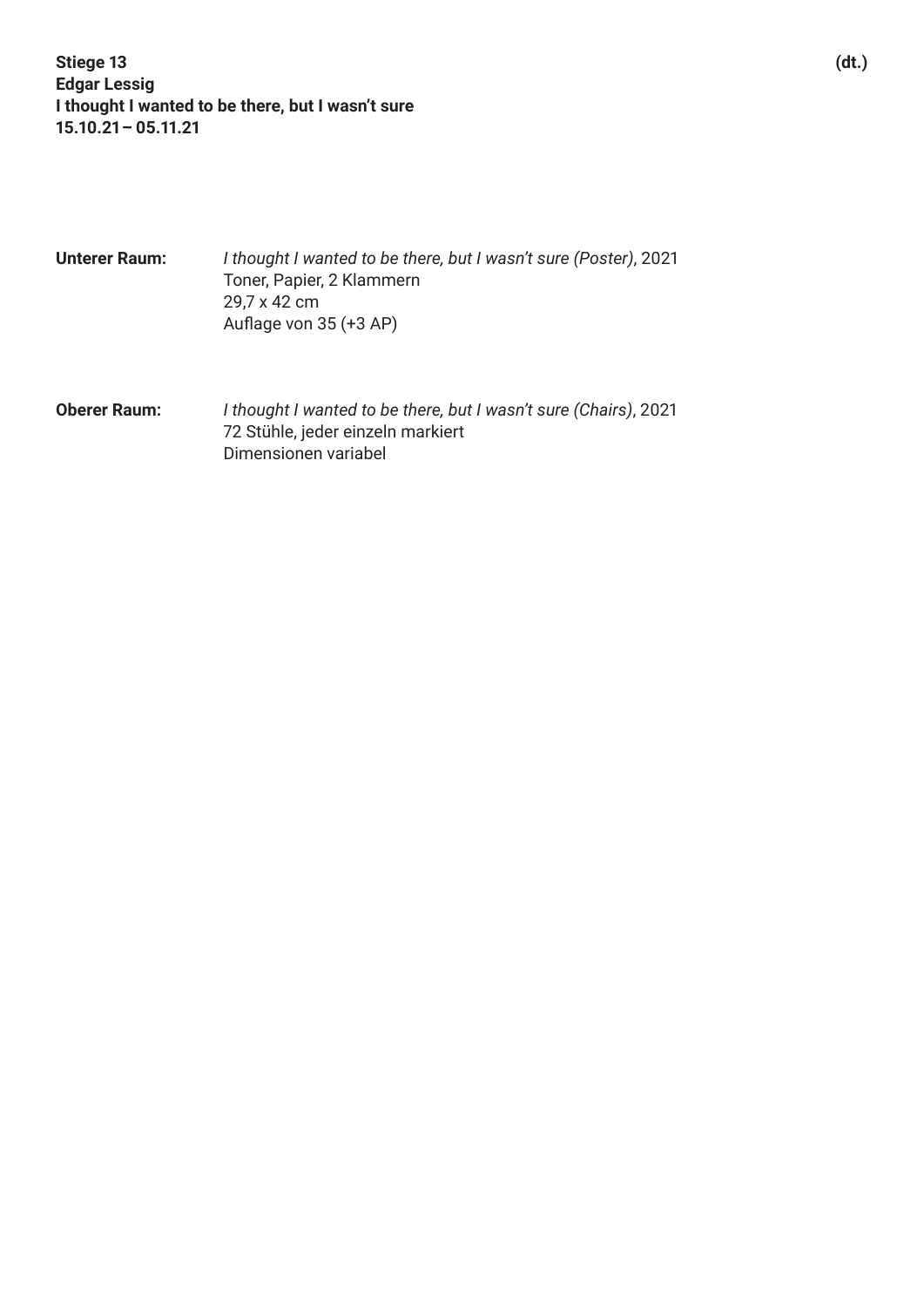**Stiege 13** **(dt.)**
**Edgar Lessig**
**I thought I wanted to be there, but I wasn't sure**
**15.10.21 – 05.11.21**

**Unterer Raum:**

*I thought I wanted to be there, but I wasn't sure (Poster)*, 2021
Toner, Papier, 2 Klammern
29,7 x 42 cm
Auflage von 35 (+3 AP)

**Oberer Raum:**

*I thought I wanted to be there, but I wasn't sure (Chairs)*, 2021
72 Stühle, jeder einzeln markiert
Dimensionen variabel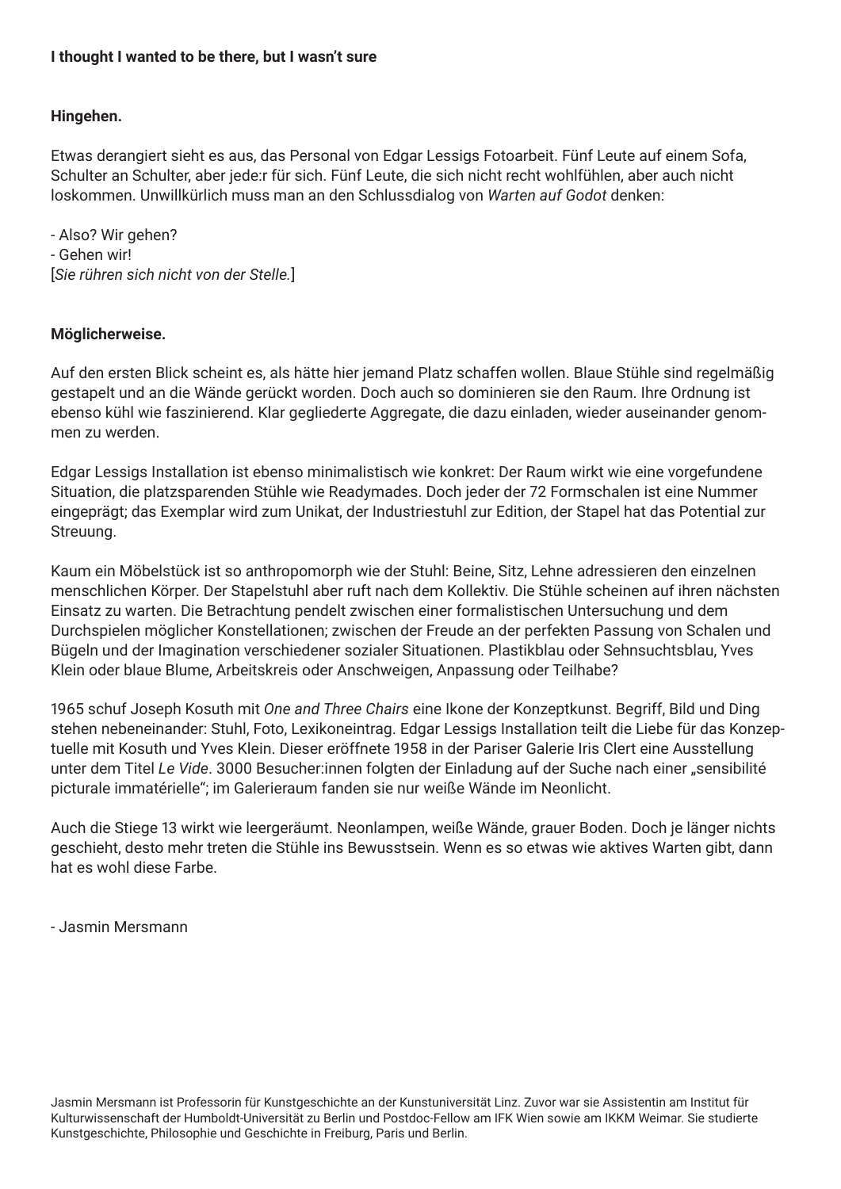**I thought I wanted to be there, but I wasn't sure**

**Hingehen.**

Etwas derangiert sieht es aus, das Personal von Edgar Lessigs Fotoarbeit. Fünf Leute auf einem Sofa, Schulter an Schulter, aber jede:r für sich. Fünf Leute, die sich nicht recht wohlfühlen, aber auch nicht loskommen. Unwillkürlich muss man an den Schlussdialog von *Warten auf Godot* denken:

- Also? Wir gehen?
- Gehen wir!
[*Sie rühren sich nicht von der Stelle.*]

**Möglicherweise.**

Auf den ersten Blick scheint es, als hätte hier jemand Platz schaffen wollen. Blaue Stühle sind regelmäßig gestapelt und an die Wände gerückt worden. Doch auch so dominieren sie den Raum. Ihre Ordnung ist ebenso kühl wie faszinierend. Klar gegliederte Aggregate, die dazu einladen, wieder auseinander genommen zu werden.

Edgar Lessigs Installation ist ebenso minimalistisch wie konkret: Der Raum wirkt wie eine vorgefundene Situation, die platzsparenden Stühle wie Readymades. Doch jeder der 72 Formschalen ist eine Nummer eingeprägt; das Exemplar wird zum Unikat, der Industriestuhl zur Edition, der Stapel hat das Potential zur Streuung.

Kaum ein Möbelstück ist so anthropomorph wie der Stuhl: Beine, Sitz, Lehne adressieren den einzelnen menschlichen Körper. Der Stapelstuhl aber ruft nach dem Kollektiv. Die Stühle scheinen auf ihren nächsten Einsatz zu warten. Die Betrachtung pendelt zwischen einer formalistischen Untersuchung und dem Durchspielen möglicher Konstellationen; zwischen der Freude an der perfekten Passung von Schalen und Bügeln und der Imagination verschiedener sozialer Situationen. Plastikblau oder Sehnsuchtsblau, Yves Klein oder blaue Blume, Arbeitskreis oder Anschweigen, Anpassung oder Teilhabe?

1965 schuf Joseph Kosuth mit *One and Three Chairs* eine Ikone der Konzeptkunst. Begriff, Bild und Ding stehen nebeneinander: Stuhl, Foto, Lexikoneintrag. Edgar Lessigs Installation teilt die Liebe für das Konzeptuelle mit Kosuth und Yves Klein. Dieser eröffnete 1958 in der Pariser Galerie Iris Clert eine Ausstellung unter dem Titel *Le Vide*. 3000 Besucher:innen folgten der Einladung auf der Suche nach einer „sensibilité picturale immatérielle"; im Galerieraum fanden sie nur weiße Wände im Neonlicht.

Auch die Stiege 13 wirkt wie leergeräumt. Neonlampen, weiße Wände, grauer Boden. Doch je länger nichts geschieht, desto mehr treten die Stühle ins Bewusstsein. Wenn es so etwas wie aktives Warten gibt, dann hat es wohl diese Farbe.

- Jasmin Mersmann

Jasmin Mersmann ist Professorin für Kunstgeschichte an der Kunstuniversität Linz. Zuvor war sie Assistentin am Institut für Kulturwissenschaft der Humboldt-Universität zu Berlin und Postdoc-Fellow am IFK Wien sowie am IKKM Weimar. Sie studierte Kunstgeschichte, Philosophie und Geschichte in Freiburg, Paris und Berlin.